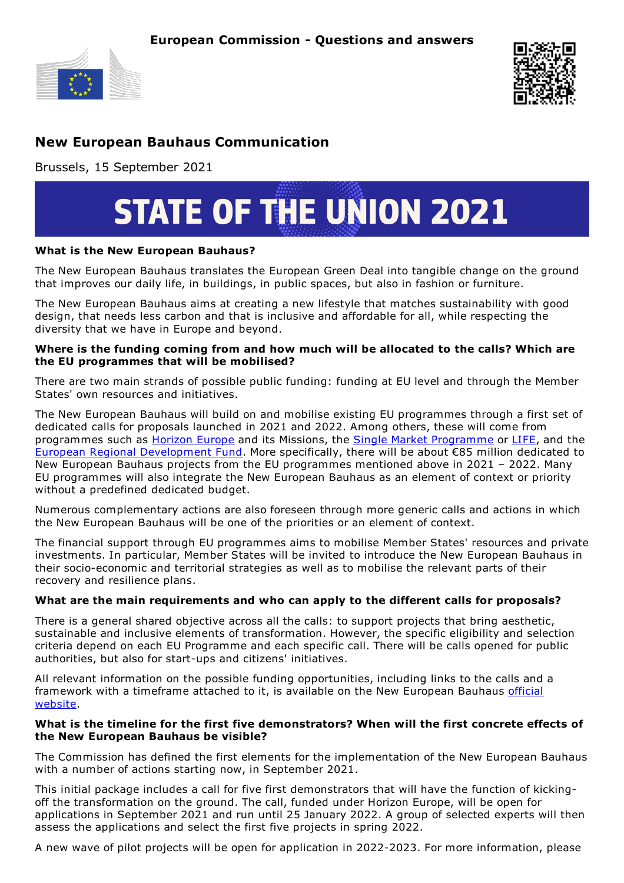European Commission - Questions and answers

# New European Bauhaus Communication

Brussels, 15 September 2021

STATE OF THE UNION 2021

**What is the New European Bauhaus?**

The New European Bauhaus translates the European Green Deal into tangible change on the ground that improves our daily life, in buildings, in public spaces, but also in fashion or furniture.

The New European Bauhaus aims at creating a new lifestyle that matches sustainability with good design, that needs less carbon and that is inclusive and affordable for all, while respecting the diversity that we have in Europe and beyond.

**Where is the funding coming from and how much will be allocated to the calls? Which are the EU programmes that will be mobilised?**

There are two main strands of possible public funding: funding at EU level and through the Member States' own resources and initiatives.

The New European Bauhaus will build on and mobilise existing EU programmes through a first set of dedicated calls for proposals launched in 2021 and 2022. Among others, these will come from programmes such as Horizon Europe and its Missions, the Single Market Programme or LIFE, and the European Regional Development Fund. More specifically, there will be about €85 million dedicated to New European Bauhaus projects from the EU programmes mentioned above in 2021 – 2022. Many EU programmes will also integrate the New European Bauhaus as an element of context or priority without a predefined dedicated budget.

Numerous complementary actions are also foreseen through more generic calls and actions in which the New European Bauhaus will be one of the priorities or an element of context.

The financial support through EU programmes aims to mobilise Member States' resources and private investments. In particular, Member States will be invited to introduce the New European Bauhaus in their socio-economic and territorial strategies as well as to mobilise the relevant parts of their recovery and resilience plans.

**What are the main requirements and who can apply to the different calls for proposals?**

There is a general shared objective across all the calls: to support projects that bring aesthetic, sustainable and inclusive elements of transformation. However, the specific eligibility and selection criteria depend on each EU Programme and each specific call. There will be calls opened for public authorities, but also for start-ups and citizens' initiatives.

All relevant information on the possible funding opportunities, including links to the calls and a framework with a timeframe attached to it, is available on the New European Bauhaus official website.

**What is the timeline for the first five demonstrators? When will the first concrete effects of the New European Bauhaus be visible?**

The Commission has defined the first elements for the implementation of the New European Bauhaus with a number of actions starting now, in September 2021.

This initial package includes a call for five first demonstrators that will have the function of kicking-off the transformation on the ground. The call, funded under Horizon Europe, will be open for applications in September 2021 and run until 25 January 2022. A group of selected experts will then assess the applications and select the first five projects in spring 2022.

A new wave of pilot projects will be open for application in 2022-2023. For more information, please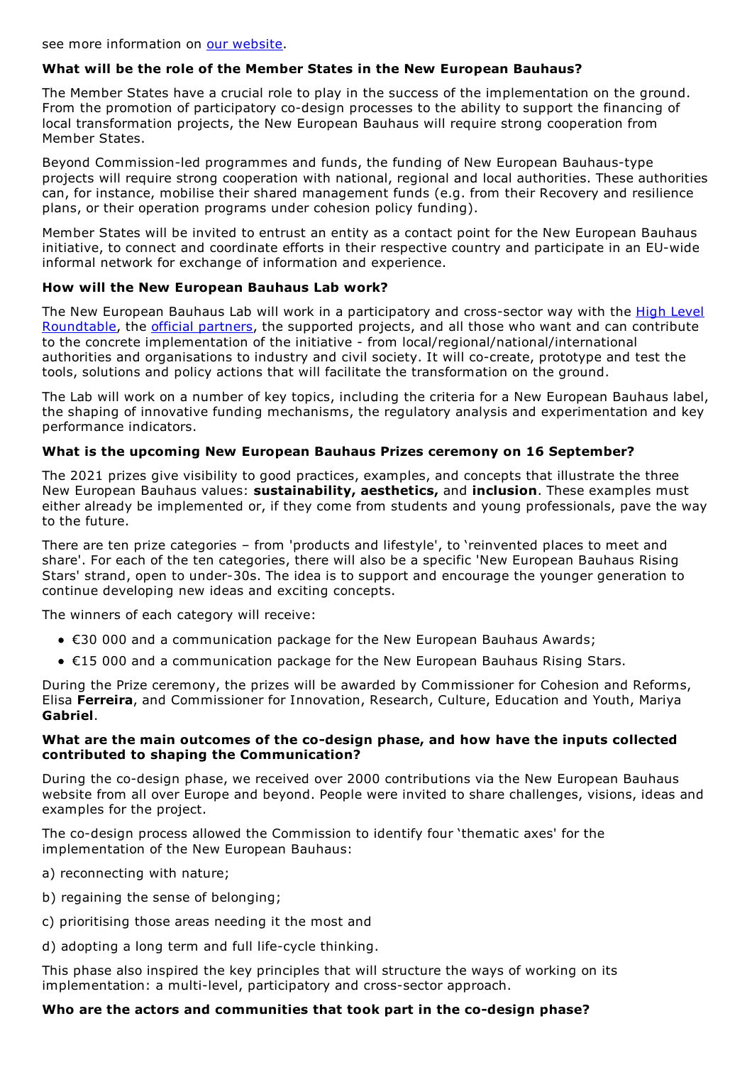see more information on [our website](#).

### What will be the role of the Member States in the New European Bauhaus?

The Member States have a crucial role to play in the success of the implementation on the ground. From the promotion of participatory co-design processes to the ability to support the financing of local transformation projects, the New European Bauhaus will require strong cooperation from Member States.

Beyond Commission-led programmes and funds, the funding of New European Bauhaus-type projects will require strong cooperation with national, regional and local authorities. These authorities can, for instance, mobilise their shared management funds (e.g. from their Recovery and resilience plans, or their operation programs under cohesion policy funding).

Member States will be invited to entrust an entity as a contact point for the New European Bauhaus initiative, to connect and coordinate efforts in their respective country and participate in an EU-wide informal network for exchange of information and experience.

### How will the New European Bauhaus Lab work?

The New European Bauhaus Lab will work in a participatory and cross-sector way with the [High Level Roundtable](#), the [official partners](#), the supported projects, and all those who want and can contribute to the concrete implementation of the initiative - from local/regional/national/international authorities and organisations to industry and civil society. It will co-create, prototype and test the tools, solutions and policy actions that will facilitate the transformation on the ground.

The Lab will work on a number of key topics, including the criteria for a New European Bauhaus label, the shaping of innovative funding mechanisms, the regulatory analysis and experimentation and key performance indicators.

### What is the upcoming New European Bauhaus Prizes ceremony on 16 September?

The 2021 prizes give visibility to good practices, examples, and concepts that illustrate the three New European Bauhaus values: **sustainability, aesthetics,** and **inclusion**. These examples must either already be implemented or, if they come from students and young professionals, pave the way to the future.

There are ten prize categories – from 'products and lifestyle', to 'reinvented places to meet and share'. For each of the ten categories, there will also be a specific 'New European Bauhaus Rising Stars' strand, open to under-30s. The idea is to support and encourage the younger generation to continue developing new ideas and exciting concepts.

The winners of each category will receive:

- €30 000 and a communication package for the New European Bauhaus Awards;
- €15 000 and a communication package for the New European Bauhaus Rising Stars.

During the Prize ceremony, the prizes will be awarded by Commissioner for Cohesion and Reforms, Elisa **Ferreira**, and Commissioner for Innovation, Research, Culture, Education and Youth, Mariya **Gabriel**.

### What are the main outcomes of the co-design phase, and how have the inputs collected contributed to shaping the Communication?

During the co-design phase, we received over 2000 contributions via the New European Bauhaus website from all over Europe and beyond. People were invited to share challenges, visions, ideas and examples for the project.

The co-design process allowed the Commission to identify four 'thematic axes' for the implementation of the New European Bauhaus:

a) reconnecting with nature;

b) regaining the sense of belonging;

c) prioritising those areas needing it the most and

d) adopting a long term and full life-cycle thinking.

This phase also inspired the key principles that will structure the ways of working on its implementation: a multi-level, participatory and cross-sector approach.

### Who are the actors and communities that took part in the co-design phase?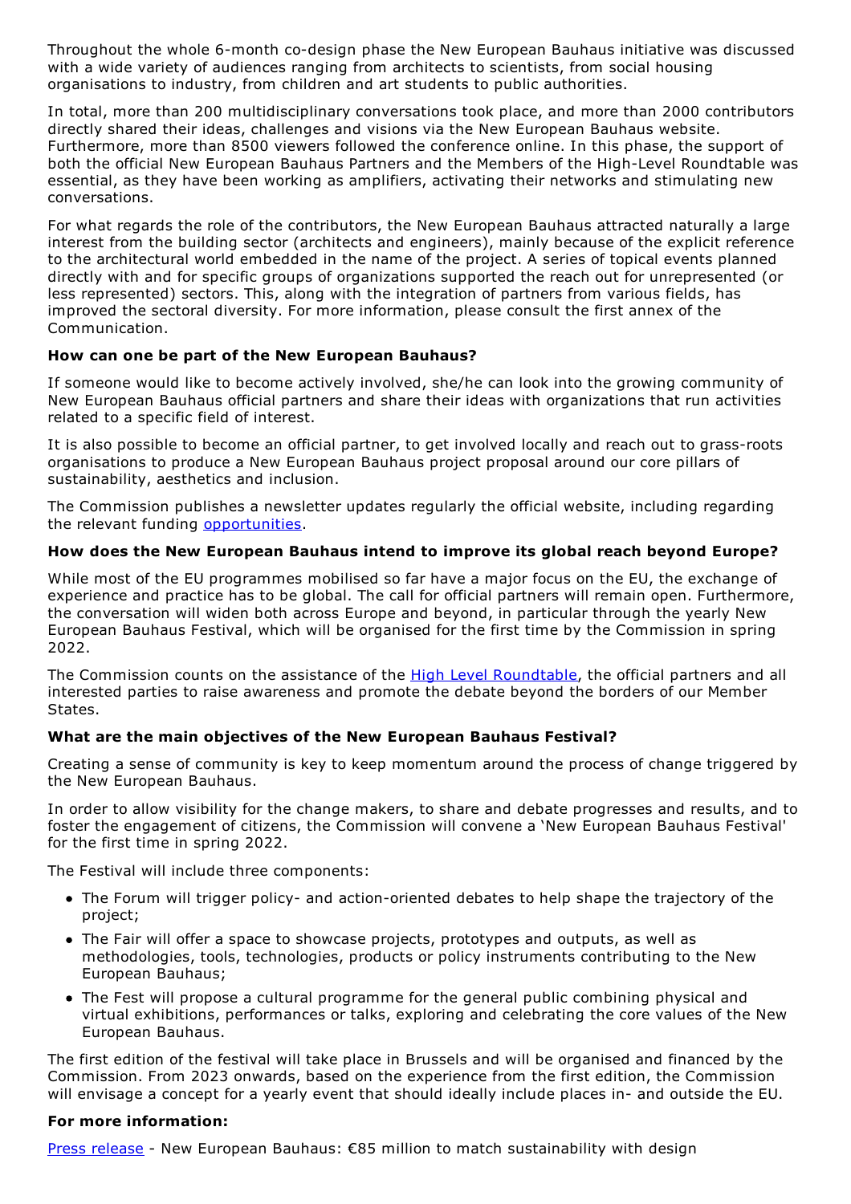Throughout the whole 6-month co-design phase the New European Bauhaus initiative was discussed with a wide variety of audiences ranging from architects to scientists, from social housing organisations to industry, from children and art students to public authorities.

In total, more than 200 multidisciplinary conversations took place, and more than 2000 contributors directly shared their ideas, challenges and visions via the New European Bauhaus website. Furthermore, more than 8500 viewers followed the conference online. In this phase, the support of both the official New European Bauhaus Partners and the Members of the High-Level Roundtable was essential, as they have been working as amplifiers, activating their networks and stimulating new conversations.

For what regards the role of the contributors, the New European Bauhaus attracted naturally a large interest from the building sector (architects and engineers), mainly because of the explicit reference to the architectural world embedded in the name of the project. A series of topical events planned directly with and for specific groups of organizations supported the reach out for unrepresented (or less represented) sectors. This, along with the integration of partners from various fields, has improved the sectoral diversity. For more information, please consult the first annex of the Communication.

**How can one be part of the New European Bauhaus?**

If someone would like to become actively involved, she/he can look into the growing community of New European Bauhaus official partners and share their ideas with organizations that run activities related to a specific field of interest.

It is also possible to become an official partner, to get involved locally and reach out to grass-roots organisations to produce a New European Bauhaus project proposal around our core pillars of sustainability, aesthetics and inclusion.

The Commission publishes a newsletter updates regularly the official website, including regarding the relevant funding [opportunities](opportunities).

**How does the New European Bauhaus intend to improve its global reach beyond Europe?**

While most of the EU programmes mobilised so far have a major focus on the EU, the exchange of experience and practice has to be global. The call for official partners will remain open. Furthermore, the conversation will widen both across Europe and beyond, in particular through the yearly New European Bauhaus Festival, which will be organised for the first time by the Commission in spring 2022.

The Commission counts on the assistance of the [High Level Roundtable](High Level Roundtable), the official partners and all interested parties to raise awareness and promote the debate beyond the borders of our Member States.

**What are the main objectives of the New European Bauhaus Festival?**

Creating a sense of community is key to keep momentum around the process of change triggered by the New European Bauhaus.

In order to allow visibility for the change makers, to share and debate progresses and results, and to foster the engagement of citizens, the Commission will convene a 'New European Bauhaus Festival' for the first time in spring 2022.

The Festival will include three components:

- The Forum will trigger policy- and action-oriented debates to help shape the trajectory of the project;
- The Fair will offer a space to showcase projects, prototypes and outputs, as well as methodologies, tools, technologies, products or policy instruments contributing to the New European Bauhaus;
- The Fest will propose a cultural programme for the general public combining physical and virtual exhibitions, performances or talks, exploring and celebrating the core values of the New European Bauhaus.

The first edition of the festival will take place in Brussels and will be organised and financed by the Commission. From 2023 onwards, based on the experience from the first edition, the Commission will envisage a concept for a yearly event that should ideally include places in- and outside the EU.

**For more information:**

[Press release](Press release) - New European Bauhaus: €85 million to match sustainability with design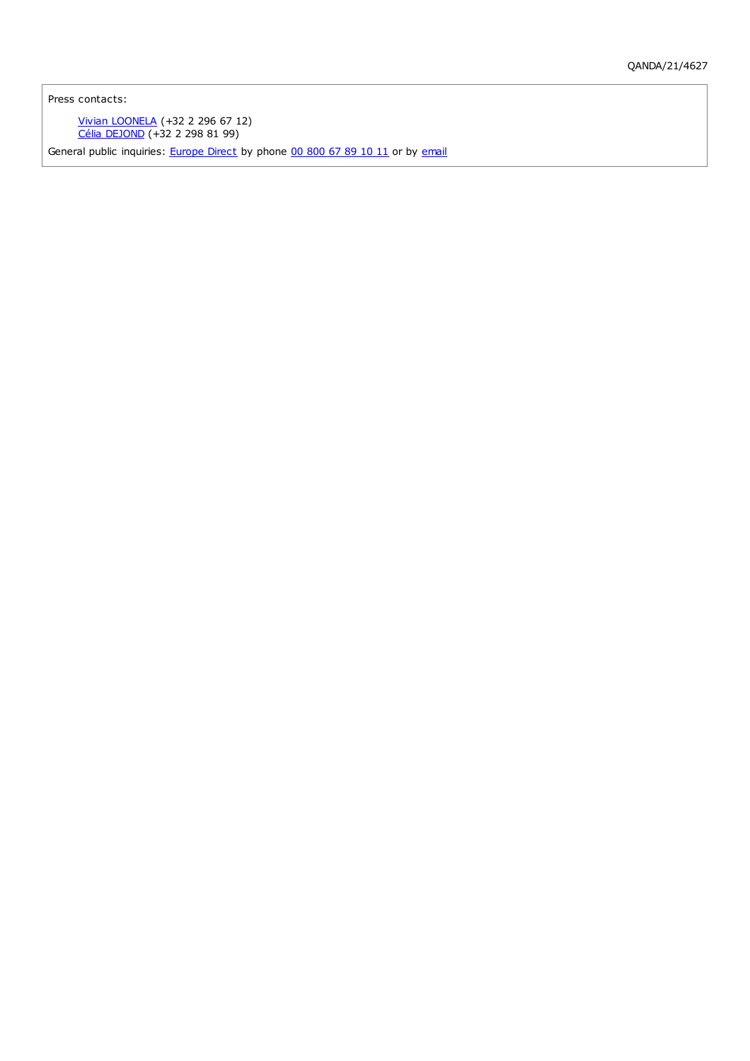QANDA/21/4627

Press contacts:

[Vivian LOONELA](#) (+32 2 296 67 12)
[Célia DEJOND](#) (+32 2 298 81 99)

General public inquiries: [Europe Direct](#) by phone [00 800 67 89 10 11](#) or by [email](#)